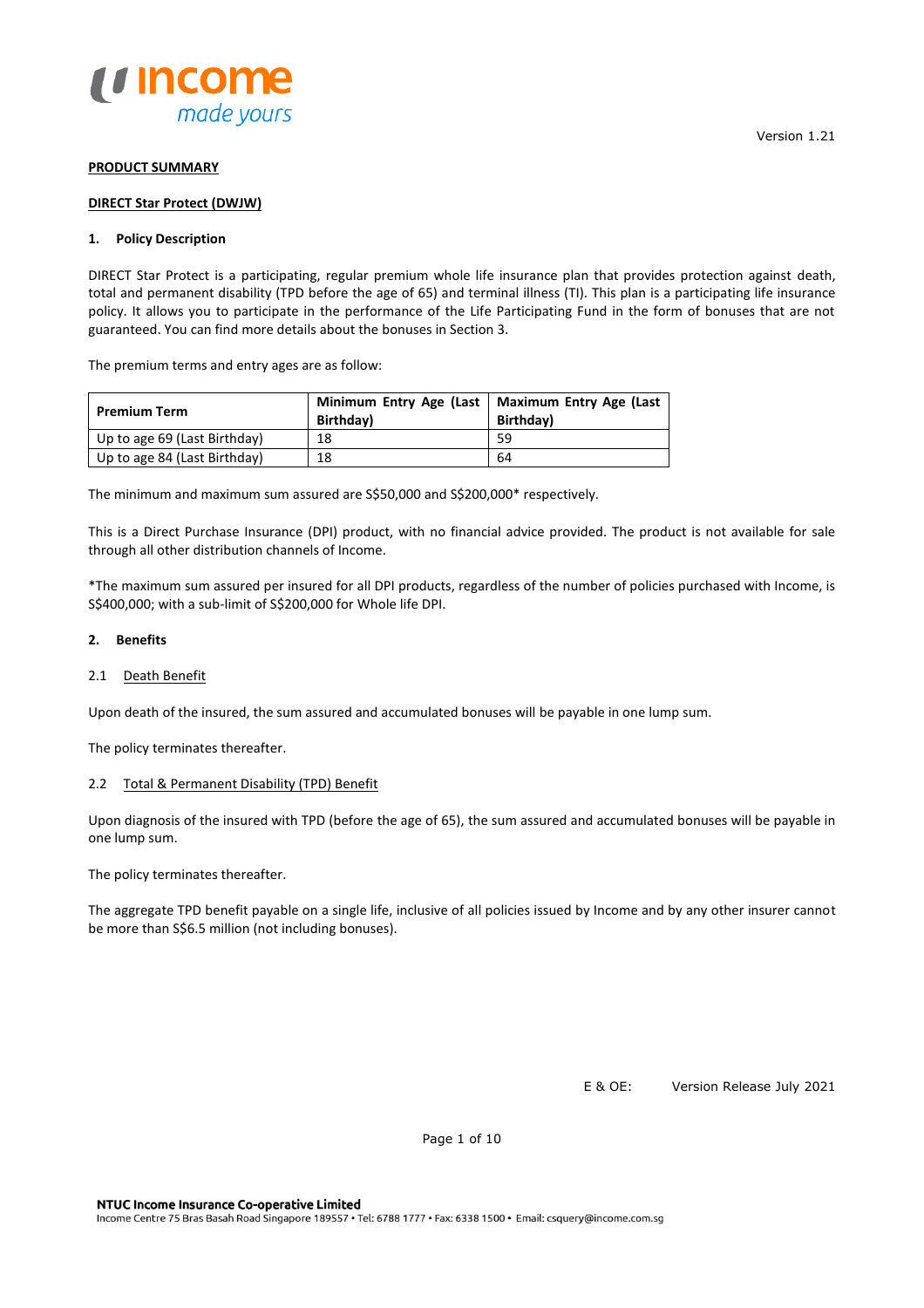Version 1.21

**PRODUCT SUMMARY**

**DIRECT Star Protect (DWJW)**

## 1. Policy Description

DIRECT Star Protect is a participating, regular premium whole life insurance plan that provides protection against death, total and permanent disability (TPD before the age of 65) and terminal illness (TI). This plan is a participating life insurance policy. It allows you to participate in the performance of the Life Participating Fund in the form of bonuses that are not guaranteed. You can find more details about the bonuses in Section 3.

The premium terms and entry ages are as follow:

| Premium Term | Minimum Entry Age (Last Birthday) | Maximum Entry Age (Last Birthday) |
|---|---|---|
| Up to age 69 (Last Birthday) | 18 | 59 |
| Up to age 84 (Last Birthday) | 18 | 64 |

The minimum and maximum sum assured are S$50,000 and S$200,000* respectively.

This is a Direct Purchase Insurance (DPI) product, with no financial advice provided. The product is not available for sale through all other distribution channels of Income.

*The maximum sum assured per insured for all DPI products, regardless of the number of policies purchased with Income, is S$400,000; with a sub-limit of S$200,000 for Whole life DPI.

## 2. Benefits

### 2.1 Death Benefit

Upon death of the insured, the sum assured and accumulated bonuses will be payable in one lump sum.

The policy terminates thereafter.

### 2.2 Total & Permanent Disability (TPD) Benefit

Upon diagnosis of the insured with TPD (before the age of 65), the sum assured and accumulated bonuses will be payable in one lump sum.

The policy terminates thereafter.

The aggregate TPD benefit payable on a single life, inclusive of all policies issued by Income and by any other insurer cannot be more than S$6.5 million (not including bonuses).

E & OE: Version Release July 2021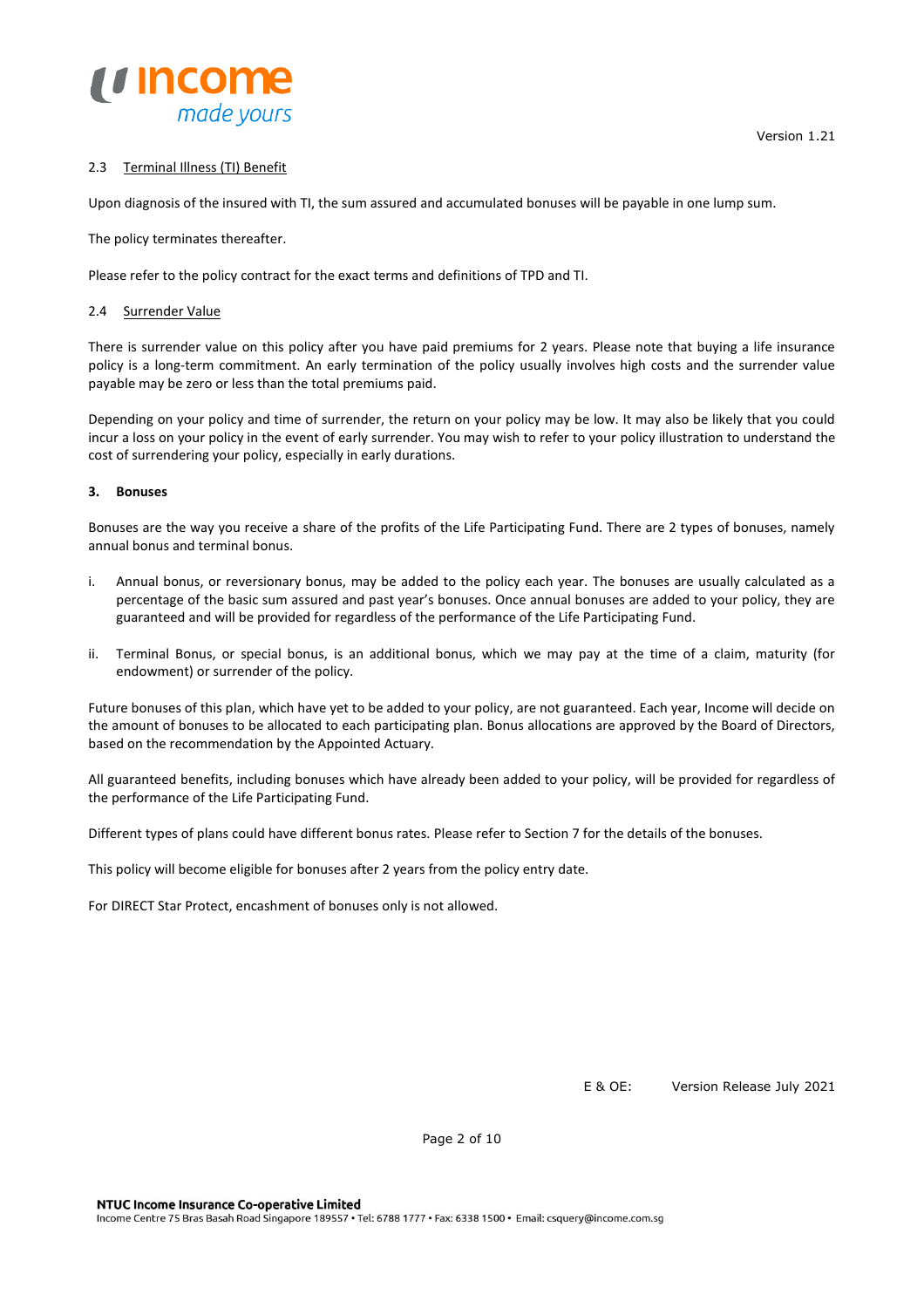### 2.3 Terminal Illness (TI) Benefit

Upon diagnosis of the insured with TI, the sum assured and accumulated bonuses will be payable in one lump sum.

The policy terminates thereafter.

Please refer to the policy contract for the exact terms and definitions of TPD and TI.

### 2.4 Surrender Value

There is surrender value on this policy after you have paid premiums for 2 years. Please note that buying a life insurance policy is a long-term commitment. An early termination of the policy usually involves high costs and the surrender value payable may be zero or less than the total premiums paid.

Depending on your policy and time of surrender, the return on your policy may be low. It may also be likely that you could incur a loss on your policy in the event of early surrender. You may wish to refer to your policy illustration to understand the cost of surrendering your policy, especially in early durations.

## 3. Bonuses

Bonuses are the way you receive a share of the profits of the Life Participating Fund. There are 2 types of bonuses, namely annual bonus and terminal bonus.

i. Annual bonus, or reversionary bonus, may be added to the policy each year. The bonuses are usually calculated as a percentage of the basic sum assured and past year's bonuses. Once annual bonuses are added to your policy, they are guaranteed and will be provided for regardless of the performance of the Life Participating Fund.

ii. Terminal Bonus, or special bonus, is an additional bonus, which we may pay at the time of a claim, maturity (for endowment) or surrender of the policy.

Future bonuses of this plan, which have yet to be added to your policy, are not guaranteed. Each year, Income will decide on the amount of bonuses to be allocated to each participating plan. Bonus allocations are approved by the Board of Directors, based on the recommendation by the Appointed Actuary.

All guaranteed benefits, including bonuses which have already been added to your policy, will be provided for regardless of the performance of the Life Participating Fund.

Different types of plans could have different bonus rates. Please refer to Section 7 for the details of the bonuses.

This policy will become eligible for bonuses after 2 years from the policy entry date.

For DIRECT Star Protect, encashment of bonuses only is not allowed.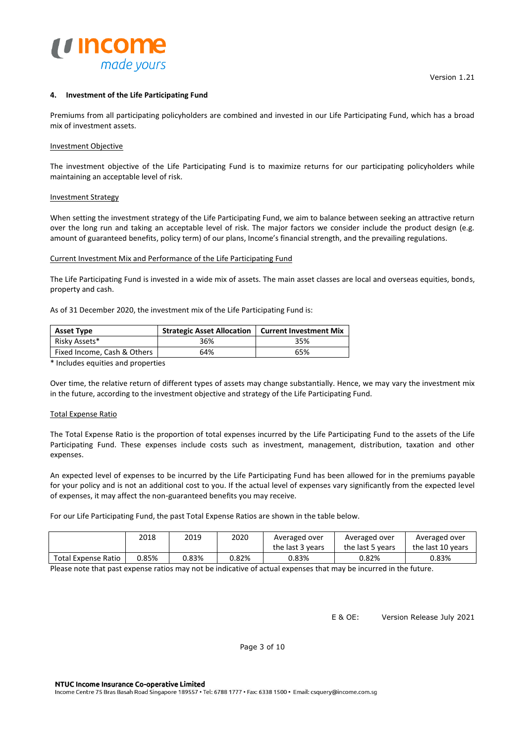## 4. Investment of the Life Participating Fund

Premiums from all participating policyholders are combined and invested in our Life Participating Fund, which has a broad mix of investment assets.

### Investment Objective

The investment objective of the Life Participating Fund is to maximize returns for our participating policyholders while maintaining an acceptable level of risk.

### Investment Strategy

When setting the investment strategy of the Life Participating Fund, we aim to balance between seeking an attractive return over the long run and taking an acceptable level of risk. The major factors we consider include the product design (e.g. amount of guaranteed benefits, policy term) of our plans, Income's financial strength, and the prevailing regulations.

### Current Investment Mix and Performance of the Life Participating Fund

The Life Participating Fund is invested in a wide mix of assets. The main asset classes are local and overseas equities, bonds, property and cash.

As of 31 December 2020, the investment mix of the Life Participating Fund is:

| Asset Type | Strategic Asset Allocation | Current Investment Mix |
|---|---|---|
| Risky Assets* | 36% | 35% |
| Fixed Income, Cash & Others | 64% | 65% |

* Includes equities and properties

Over time, the relative return of different types of assets may change substantially. Hence, we may vary the investment mix in the future, according to the investment objective and strategy of the Life Participating Fund.

### Total Expense Ratio

The Total Expense Ratio is the proportion of total expenses incurred by the Life Participating Fund to the assets of the Life Participating Fund. These expenses include costs such as investment, management, distribution, taxation and other expenses.

An expected level of expenses to be incurred by the Life Participating Fund has been allowed for in the premiums payable for your policy and is not an additional cost to you. If the actual level of expenses vary significantly from the expected level of expenses, it may affect the non-guaranteed benefits you may receive.

For our Life Participating Fund, the past Total Expense Ratios are shown in the table below.

| | 2018 | 2019 | 2020 | Averaged over the last 3 years | Averaged over the last 5 years | Averaged over the last 10 years |
|---|---|---|---|---|---|---|
| Total Expense Ratio | 0.85% | 0.83% | 0.82% | 0.83% | 0.82% | 0.83% |

Please note that past expense ratios may not be indicative of actual expenses that may be incurred in the future.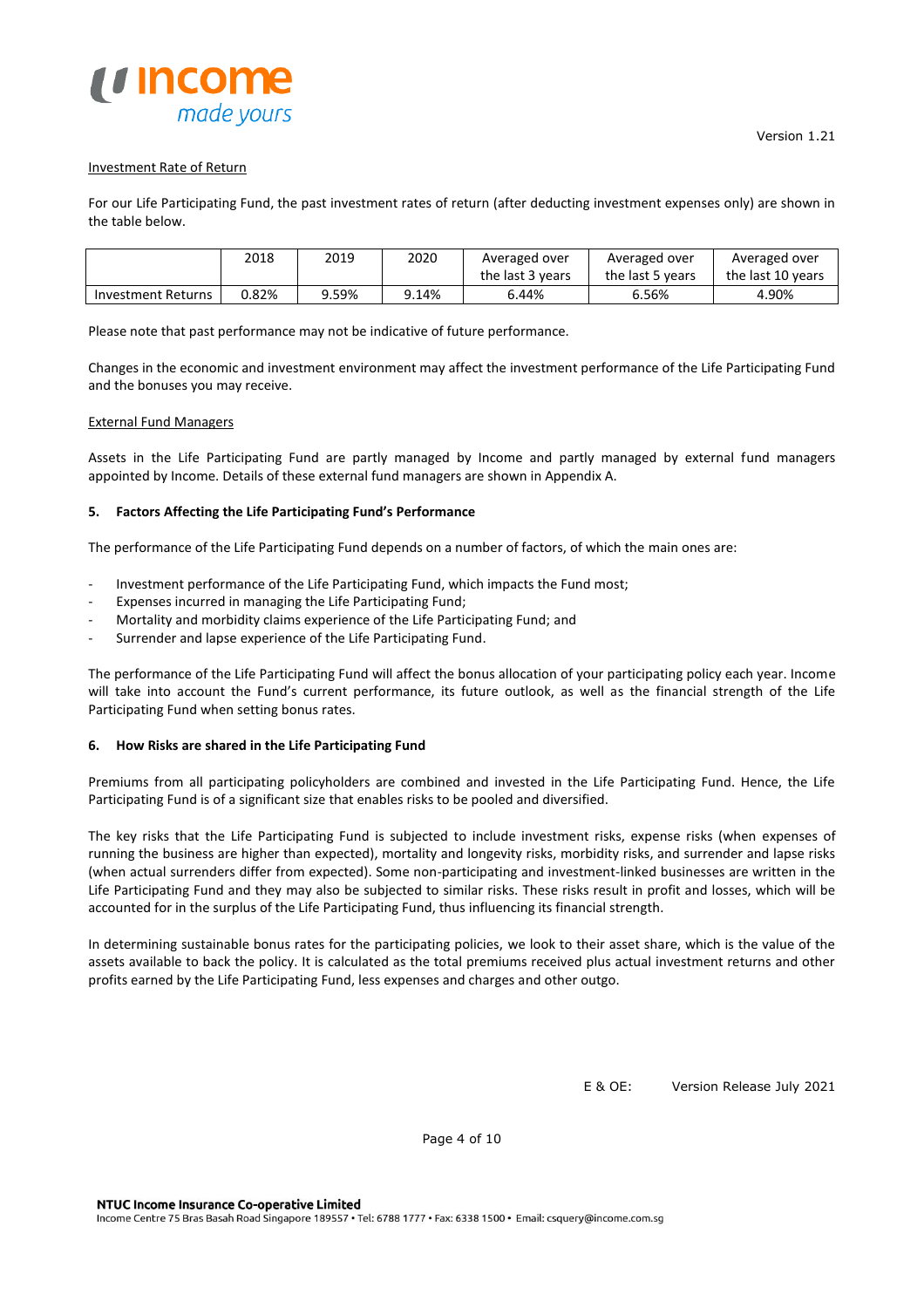Investment Rate of Return

For our Life Participating Fund, the past investment rates of return (after deducting investment expenses only) are shown in the table below.

| | 2018 | 2019 | 2020 | Averaged over the last 3 years | Averaged over the last 5 years | Averaged over the last 10 years |
|---|---|---|---|---|---|---|
| Investment Returns | 0.82% | 9.59% | 9.14% | 6.44% | 6.56% | 4.90% |

Please note that past performance may not be indicative of future performance.

Changes in the economic and investment environment may affect the investment performance of the Life Participating Fund and the bonuses you may receive.

External Fund Managers

Assets in the Life Participating Fund are partly managed by Income and partly managed by external fund managers appointed by Income. Details of these external fund managers are shown in Appendix A.

**5. Factors Affecting the Life Participating Fund's Performance**

The performance of the Life Participating Fund depends on a number of factors, of which the main ones are:

- Investment performance of the Life Participating Fund, which impacts the Fund most;
- Expenses incurred in managing the Life Participating Fund;
- Mortality and morbidity claims experience of the Life Participating Fund; and
- Surrender and lapse experience of the Life Participating Fund.

The performance of the Life Participating Fund will affect the bonus allocation of your participating policy each year. Income will take into account the Fund's current performance, its future outlook, as well as the financial strength of the Life Participating Fund when setting bonus rates.

**6. How Risks are shared in the Life Participating Fund**

Premiums from all participating policyholders are combined and invested in the Life Participating Fund. Hence, the Life Participating Fund is of a significant size that enables risks to be pooled and diversified.

The key risks that the Life Participating Fund is subjected to include investment risks, expense risks (when expenses of running the business are higher than expected), mortality and longevity risks, morbidity risks, and surrender and lapse risks (when actual surrenders differ from expected). Some non-participating and investment-linked businesses are written in the Life Participating Fund and they may also be subjected to similar risks. These risks result in profit and losses, which will be accounted for in the surplus of the Life Participating Fund, thus influencing its financial strength.

In determining sustainable bonus rates for the participating policies, we look to their asset share, which is the value of the assets available to back the policy. It is calculated as the total premiums received plus actual investment returns and other profits earned by the Life Participating Fund, less expenses and charges and other outgo.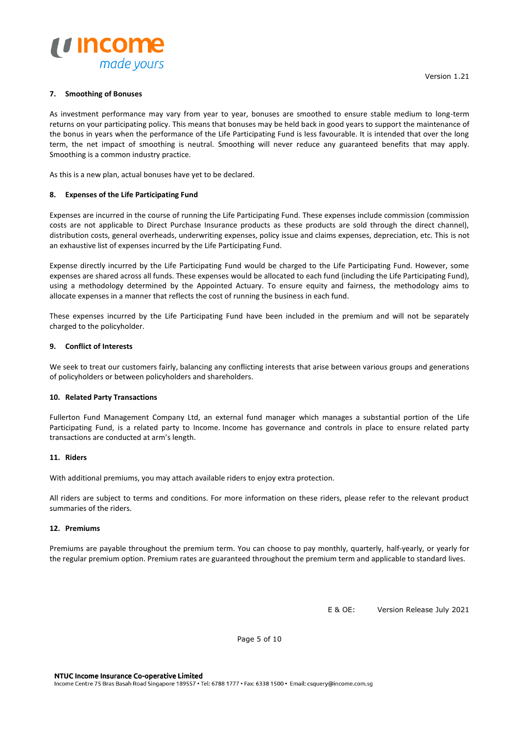### 7. Smoothing of Bonuses

As investment performance may vary from year to year, bonuses are smoothed to ensure stable medium to long-term returns on your participating policy. This means that bonuses may be held back in good years to support the maintenance of the bonus in years when the performance of the Life Participating Fund is less favourable. It is intended that over the long term, the net impact of smoothing is neutral. Smoothing will never reduce any guaranteed benefits that may apply. Smoothing is a common industry practice.

As this is a new plan, actual bonuses have yet to be declared.

### 8. Expenses of the Life Participating Fund

Expenses are incurred in the course of running the Life Participating Fund. These expenses include commission (commission costs are not applicable to Direct Purchase Insurance products as these products are sold through the direct channel), distribution costs, general overheads, underwriting expenses, policy issue and claims expenses, depreciation, etc. This is not an exhaustive list of expenses incurred by the Life Participating Fund.

Expense directly incurred by the Life Participating Fund would be charged to the Life Participating Fund. However, some expenses are shared across all funds. These expenses would be allocated to each fund (including the Life Participating Fund), using a methodology determined by the Appointed Actuary. To ensure equity and fairness, the methodology aims to allocate expenses in a manner that reflects the cost of running the business in each fund.

These expenses incurred by the Life Participating Fund have been included in the premium and will not be separately charged to the policyholder.

### 9. Conflict of Interests

We seek to treat our customers fairly, balancing any conflicting interests that arise between various groups and generations of policyholders or between policyholders and shareholders.

### 10. Related Party Transactions

Fullerton Fund Management Company Ltd, an external fund manager which manages a substantial portion of the Life Participating Fund, is a related party to Income. Income has governance and controls in place to ensure related party transactions are conducted at arm's length.

### 11. Riders

With additional premiums, you may attach available riders to enjoy extra protection.

All riders are subject to terms and conditions. For more information on these riders, please refer to the relevant product summaries of the riders.

### 12. Premiums

Premiums are payable throughout the premium term. You can choose to pay monthly, quarterly, half-yearly, or yearly for the regular premium option. Premium rates are guaranteed throughout the premium term and applicable to standard lives.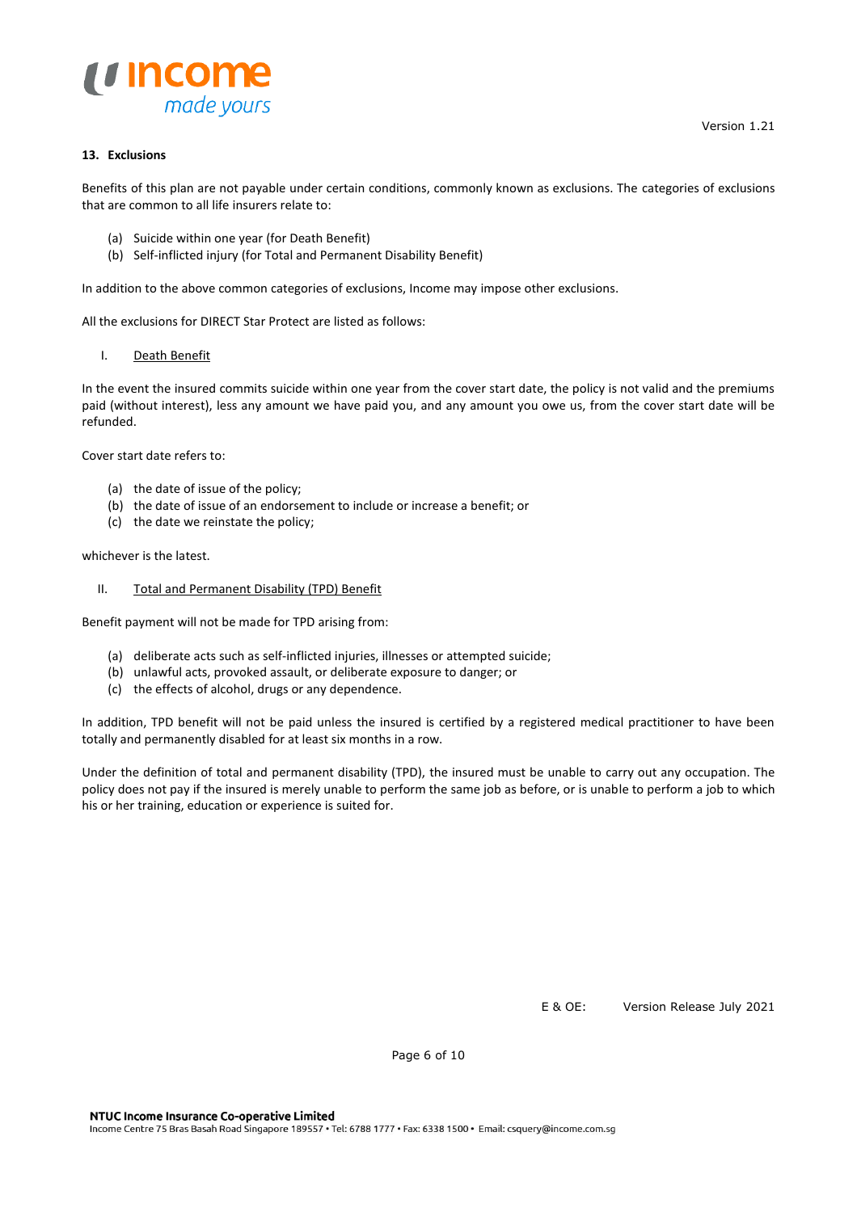## 13. Exclusions

Benefits of this plan are not payable under certain conditions, commonly known as exclusions. The categories of exclusions that are common to all life insurers relate to:

(a) Suicide within one year (for Death Benefit)
(b) Self-inflicted injury (for Total and Permanent Disability Benefit)

In addition to the above common categories of exclusions, Income may impose other exclusions.

All the exclusions for DIRECT Star Protect are listed as follows:

### I. Death Benefit

In the event the insured commits suicide within one year from the cover start date, the policy is not valid and the premiums paid (without interest), less any amount we have paid you, and any amount you owe us, from the cover start date will be refunded.

Cover start date refers to:

(a) the date of issue of the policy;
(b) the date of issue of an endorsement to include or increase a benefit; or
(c) the date we reinstate the policy;

whichever is the latest.

### II. Total and Permanent Disability (TPD) Benefit

Benefit payment will not be made for TPD arising from:

(a) deliberate acts such as self-inflicted injuries, illnesses or attempted suicide;
(b) unlawful acts, provoked assault, or deliberate exposure to danger; or
(c) the effects of alcohol, drugs or any dependence.

In addition, TPD benefit will not be paid unless the insured is certified by a registered medical practitioner to have been totally and permanently disabled for at least six months in a row.

Under the definition of total and permanent disability (TPD), the insured must be unable to carry out any occupation. The policy does not pay if the insured is merely unable to perform the same job as before, or is unable to perform a job to which his or her training, education or experience is suited for.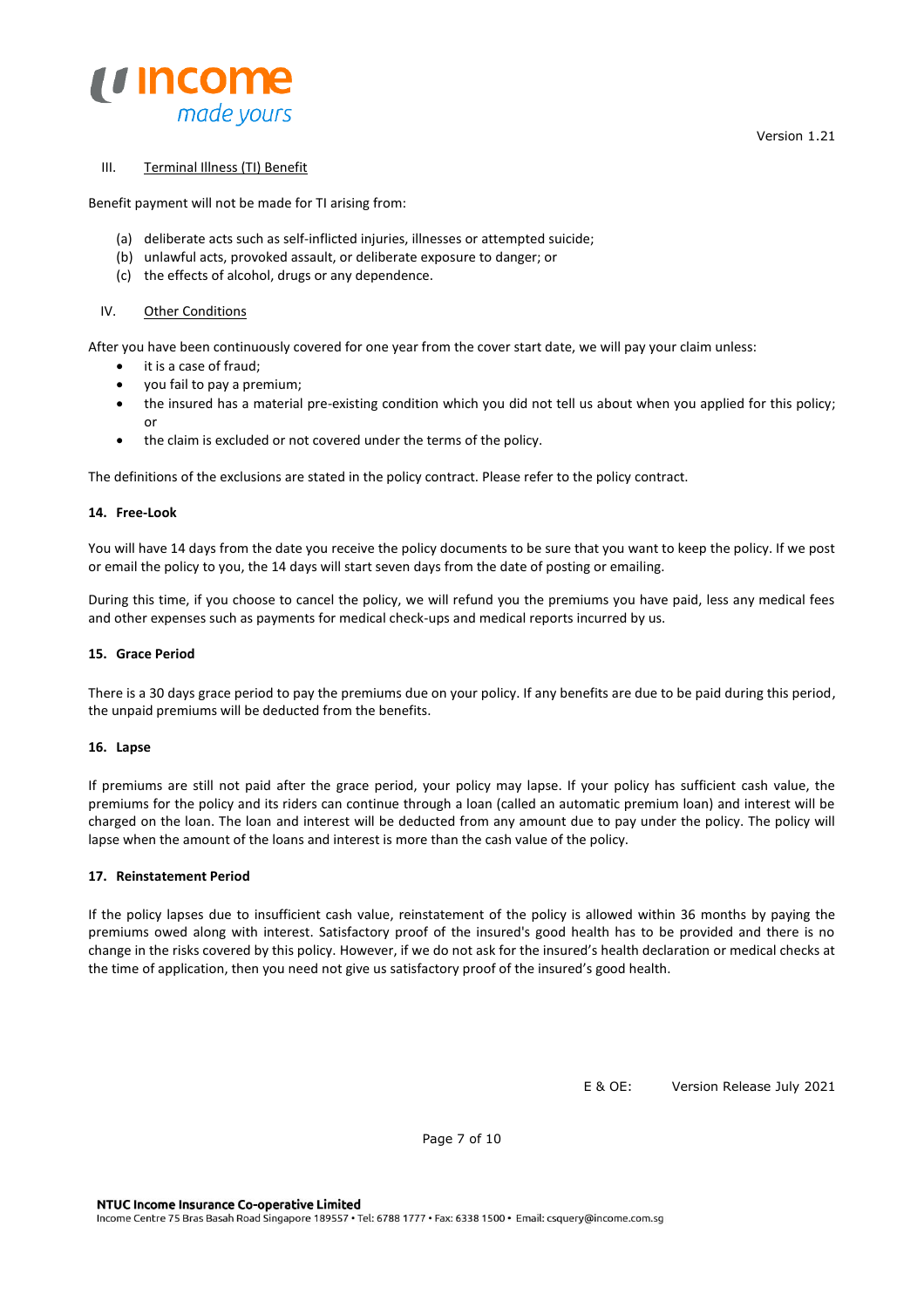III. Terminal Illness (TI) Benefit

Benefit payment will not be made for TI arising from:

(a) deliberate acts such as self-inflicted injuries, illnesses or attempted suicide;
(b) unlawful acts, provoked assault, or deliberate exposure to danger; or
(c) the effects of alcohol, drugs or any dependence.

IV. Other Conditions

After you have been continuously covered for one year from the cover start date, we will pay your claim unless:

- it is a case of fraud;
- you fail to pay a premium;
- the insured has a material pre-existing condition which you did not tell us about when you applied for this policy; or
- the claim is excluded or not covered under the terms of the policy.

The definitions of the exclusions are stated in the policy contract. Please refer to the policy contract.

### 14. Free-Look

You will have 14 days from the date you receive the policy documents to be sure that you want to keep the policy. If we post or email the policy to you, the 14 days will start seven days from the date of posting or emailing.

During this time, if you choose to cancel the policy, we will refund you the premiums you have paid, less any medical fees and other expenses such as payments for medical check-ups and medical reports incurred by us.

### 15. Grace Period

There is a 30 days grace period to pay the premiums due on your policy. If any benefits are due to be paid during this period, the unpaid premiums will be deducted from the benefits.

### 16. Lapse

If premiums are still not paid after the grace period, your policy may lapse. If your policy has sufficient cash value, the premiums for the policy and its riders can continue through a loan (called an automatic premium loan) and interest will be charged on the loan. The loan and interest will be deducted from any amount due to pay under the policy. The policy will lapse when the amount of the loans and interest is more than the cash value of the policy.

### 17. Reinstatement Period

If the policy lapses due to insufficient cash value, reinstatement of the policy is allowed within 36 months by paying the premiums owed along with interest. Satisfactory proof of the insured's good health has to be provided and there is no change in the risks covered by this policy. However, if we do not ask for the insured's health declaration or medical checks at the time of application, then you need not give us satisfactory proof of the insured's good health.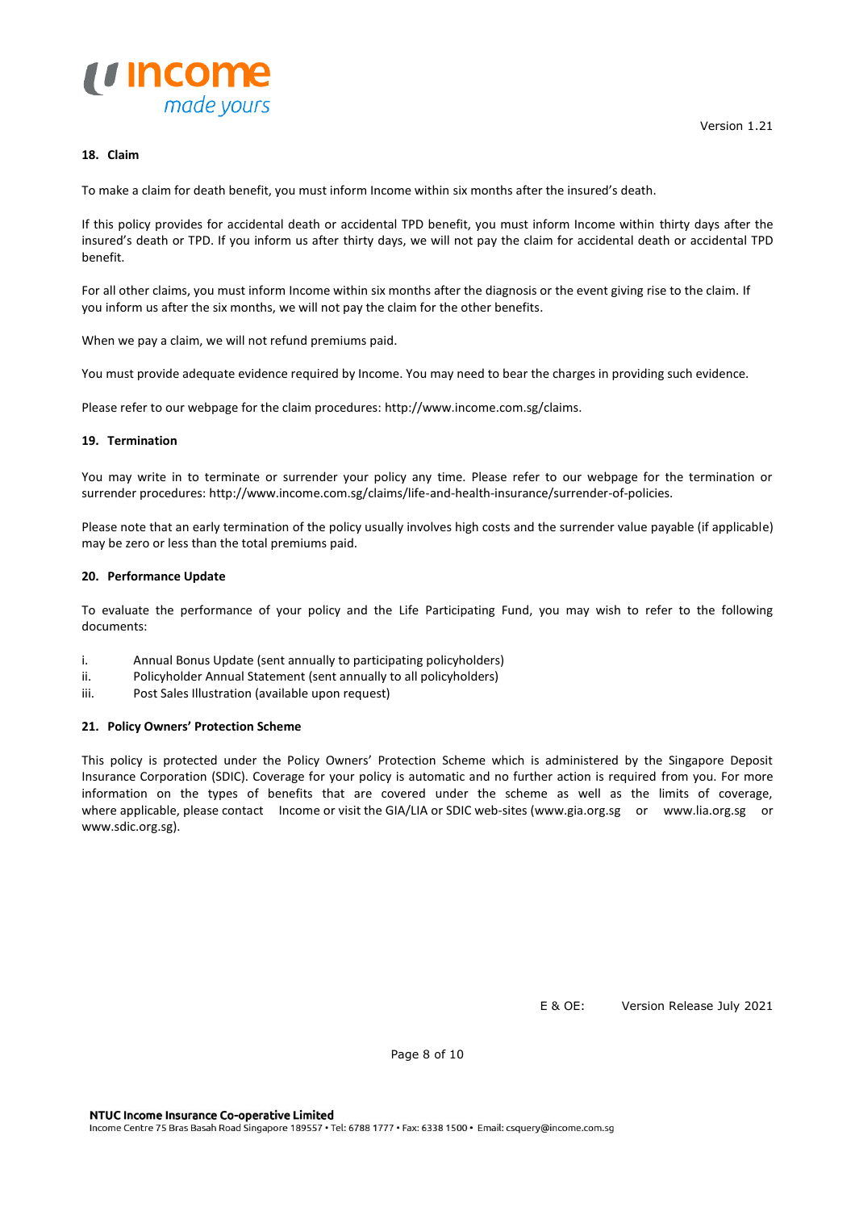## 18. Claim

To make a claim for death benefit, you must inform Income within six months after the insured's death.

If this policy provides for accidental death or accidental TPD benefit, you must inform Income within thirty days after the insured's death or TPD. If you inform us after thirty days, we will not pay the claim for accidental death or accidental TPD benefit.

For all other claims, you must inform Income within six months after the diagnosis or the event giving rise to the claim. If you inform us after the six months, we will not pay the claim for the other benefits.

When we pay a claim, we will not refund premiums paid.

You must provide adequate evidence required by Income. You may need to bear the charges in providing such evidence.

Please refer to our webpage for the claim procedures: http://www.income.com.sg/claims.

## 19. Termination

You may write in to terminate or surrender your policy any time. Please refer to our webpage for the termination or surrender procedures: http://www.income.com.sg/claims/life-and-health-insurance/surrender-of-policies.

Please note that an early termination of the policy usually involves high costs and the surrender value payable (if applicable) may be zero or less than the total premiums paid.

## 20. Performance Update

To evaluate the performance of your policy and the Life Participating Fund, you may wish to refer to the following documents:

i. Annual Bonus Update (sent annually to participating policyholders)
ii. Policyholder Annual Statement (sent annually to all policyholders)
iii. Post Sales Illustration (available upon request)

## 21. Policy Owners' Protection Scheme

This policy is protected under the Policy Owners' Protection Scheme which is administered by the Singapore Deposit Insurance Corporation (SDIC). Coverage for your policy is automatic and no further action is required from you. For more information on the types of benefits that are covered under the scheme as well as the limits of coverage, where applicable, please contact Income or visit the GIA/LIA or SDIC web-sites (www.gia.org.sg or www.lia.org.sg or www.sdic.org.sg).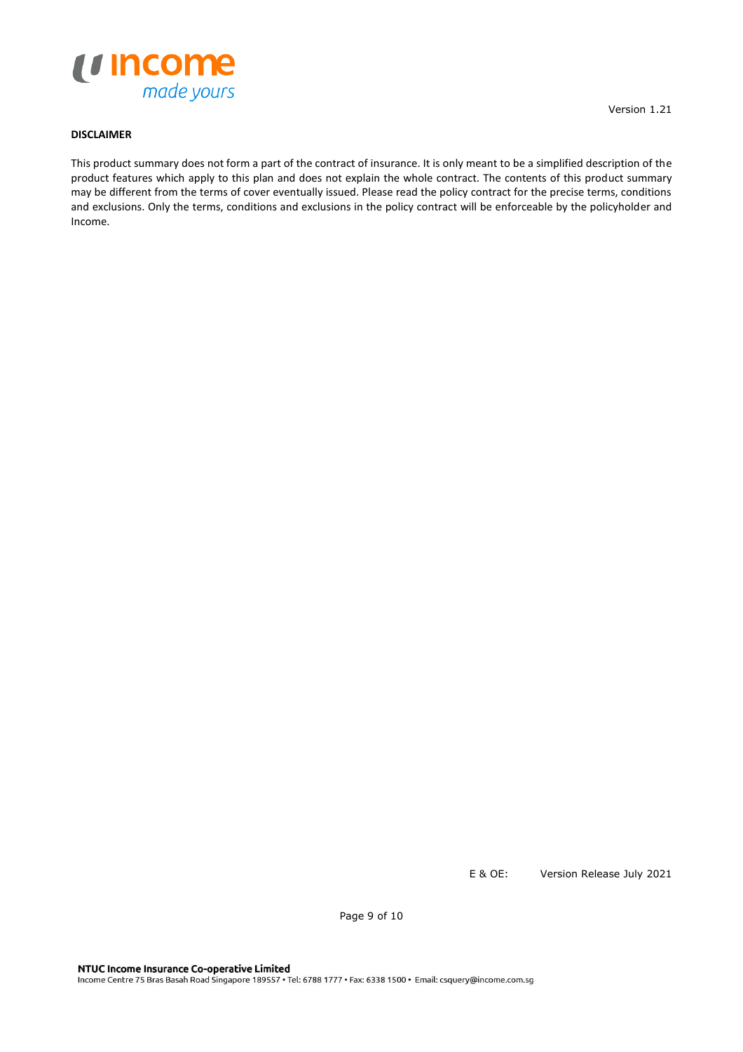**DISCLAIMER**

This product summary does not form a part of the contract of insurance. It is only meant to be a simplified description of the product features which apply to this plan and does not explain the whole contract. The contents of this product summary may be different from the terms of cover eventually issued. Please read the policy contract for the precise terms, conditions and exclusions. Only the terms, conditions and exclusions in the policy contract will be enforceable by the policyholder and Income.

E & OE: Version Release July 2021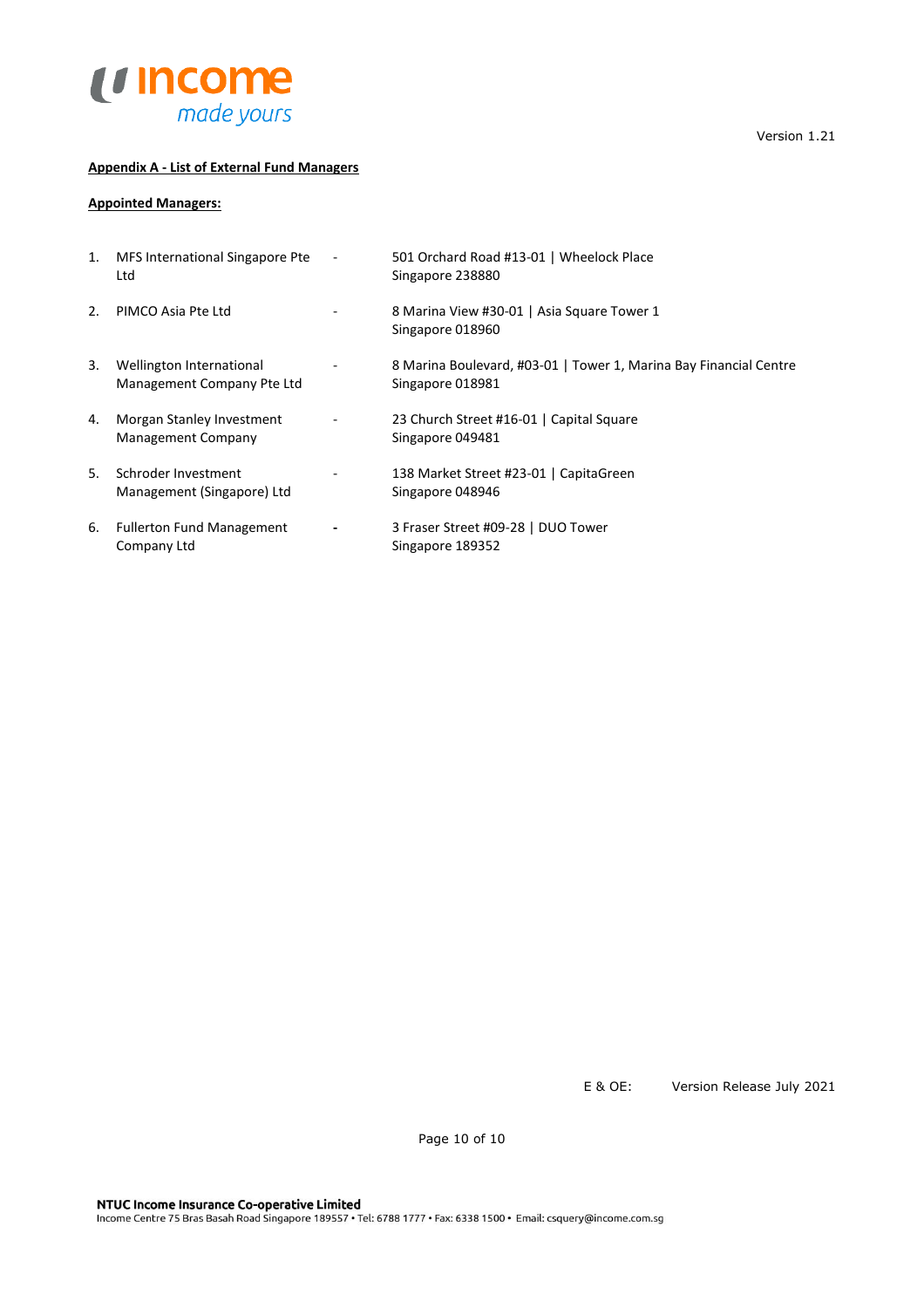Version 1.21

**Appendix A - List of External Fund Managers**

**Appointed Managers:**

| | | | |
|---|---|---|---|
| 1. | MFS International Singapore Pte Ltd | - | 501 Orchard Road #13-01 \| Wheelock Place Singapore 238880 |
| 2. | PIMCO Asia Pte Ltd | - | 8 Marina View #30-01 \| Asia Square Tower 1 Singapore 018960 |
| 3. | Wellington International Management Company Pte Ltd | - | 8 Marina Boulevard, #03-01 \| Tower 1, Marina Bay Financial Centre Singapore 018981 |
| 4. | Morgan Stanley Investment Management Company | - | 23 Church Street #16-01 \| Capital Square Singapore 049481 |
| 5. | Schroder Investment Management (Singapore) Ltd | - | 138 Market Street #23-01 \| CapitaGreen Singapore 048946 |
| 6. | Fullerton Fund Management Company Ltd | - | 3 Fraser Street #09-28 \| DUO Tower Singapore 189352 |

E & OE: Version Release July 2021

**NTUC Income Insurance Co-operative Limited**
Income Centre 75 Bras Basah Road Singapore 189557 • Tel: 6788 1777 • Fax: 6338 1500 • Email: csquery@income.com.sg